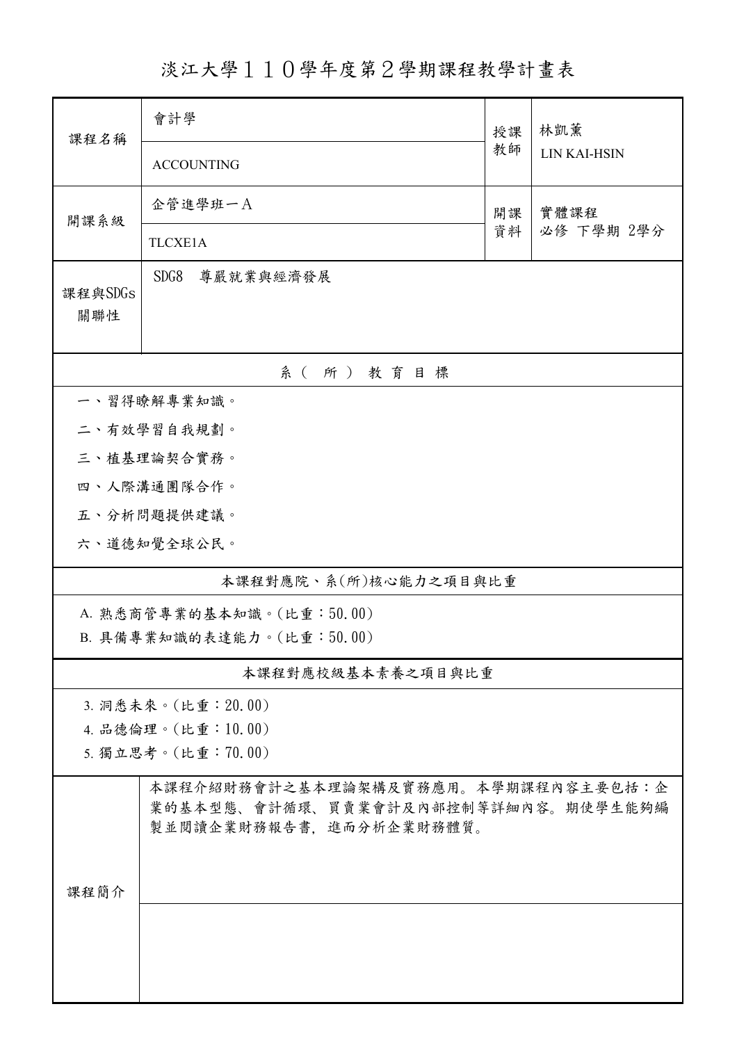# 淡江大學１１０學年度第２學期課程教學計畫表

| 課程名稱 | 會計學<br>ACCOUNTING | 授課教師 | 林凱薰<br>LIN KAI-HSIN |
|---|---|---|---|
| 開課系級 | 企管進學班一Ａ<br>TLCXE1A | 開課資料 | 實體課程<br>必修 下學期 2學分 |
| 課程與SDGs關聯性 | SDG8 尊嚴就業與經濟發展 | | |

## 系（所）教育目標

一、習得瞭解專業知識。

二、有效學習自我規劃。

三、植基理論契合實務。

四、人際溝通團隊合作。

五、分析問題提供建議。

六、道德知覺全球公民。

## 本課程對應院、系(所)核心能力之項目與比重

A. 熟悉商管專業的基本知識。(比重：50.00)

B. 具備專業知識的表達能力。(比重：50.00)

## 本課程對應校級基本素養之項目與比重

3. 洞悉未來。(比重：20.00)

4. 品德倫理。(比重：10.00)

5. 獨立思考。(比重：70.00)

## 課程簡介

本課程介紹財務會計之基本理論架構及實務應用。本學期課程內容主要包括：企業的基本型態、會計循環、買賣業會計及內部控制等詳細內容。期使學生能夠編製並閱讀企業財務報告書，進而分析企業財務體質。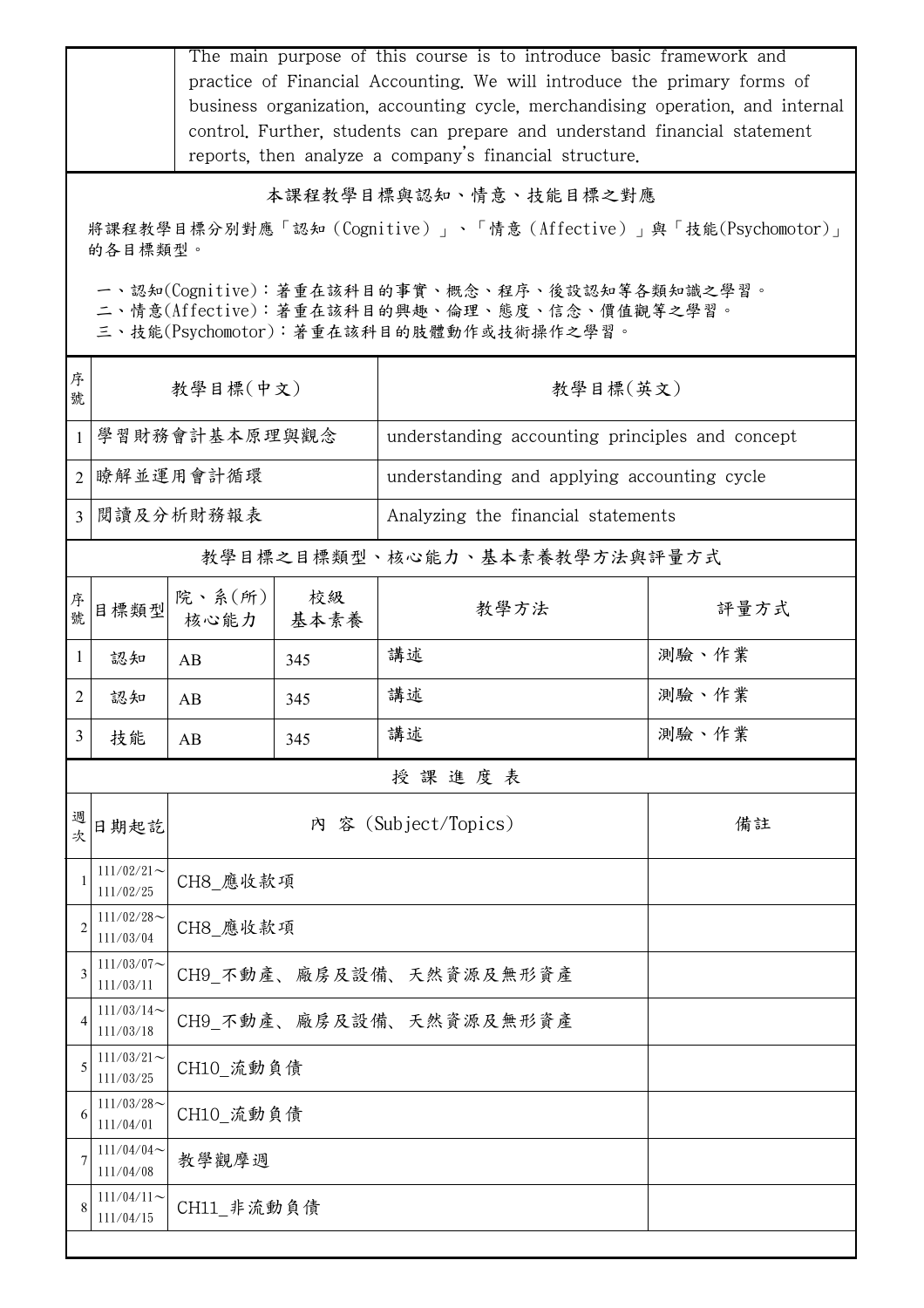| | |
|---|---|
| | The main purpose of this course is to introduce basic framework and practice of Financial Accounting. We will introduce the primary forms of business organization, accounting cycle, merchandising operation, and internal control. Further, students can prepare and understand financial statement reports, then analyze a company's financial structure. |

## 本課程教學目標與認知、情意、技能目標之對應

將課程教學目標分別對應「認知（Cognitive）」、「情意（Affective）」與「技能(Psychomotor)」的各目標類型。

一、認知(Cognitive)：著重在該科目的事實、概念、程序、後設認知等各類知識之學習。
二、情意(Affective)：著重在該科目的興趣、倫理、態度、信念、價值觀等之學習。
三、技能(Psychomotor)：著重在該科目的肢體動作或技術操作之學習。

| 序號 | 教學目標(中文) | 教學目標(英文) |
|---|---|---|
| 1 | 學習財務會計基本原理與觀念 | understanding accounting principles and concept |
| 2 | 瞭解並運用會計循環 | understanding and applying accounting cycle |
| 3 | 閱讀及分析財務報表 | Analyzing the financial statements |

## 教學目標之目標類型、核心能力、基本素養教學方法與評量方式

| 序號 | 目標類型 | 院、系(所)核心能力 | 校級基本素養 | 教學方法 | 評量方式 |
|---|---|---|---|---|---|
| 1 | 認知 | AB | 345 | 講述 | 測驗、作業 |
| 2 | 認知 | AB | 345 | 講述 | 測驗、作業 |
| 3 | 技能 | AB | 345 | 講述 | 測驗、作業 |

## 授 課 進 度 表

| 週次 | 日期起訖 | 內 容 (Subject/Topics) | 備註 |
|---|---|---|---|
| 1 | 111/02/21～111/02/25 | CH8_應收款項 | |
| 2 | 111/02/28～111/03/04 | CH8_應收款項 | |
| 3 | 111/03/07～111/03/11 | CH9_不動產、廠房及設備、天然資源及無形資產 | |
| 4 | 111/03/14～111/03/18 | CH9_不動產、廠房及設備、天然資源及無形資產 | |
| 5 | 111/03/21～111/03/25 | CH10_流動負債 | |
| 6 | 111/03/28～111/04/01 | CH10_流動負債 | |
| 7 | 111/04/04～111/04/08 | 教學觀摩週 | |
| 8 | 111/04/11～111/04/15 | CH11_非流動負債 | |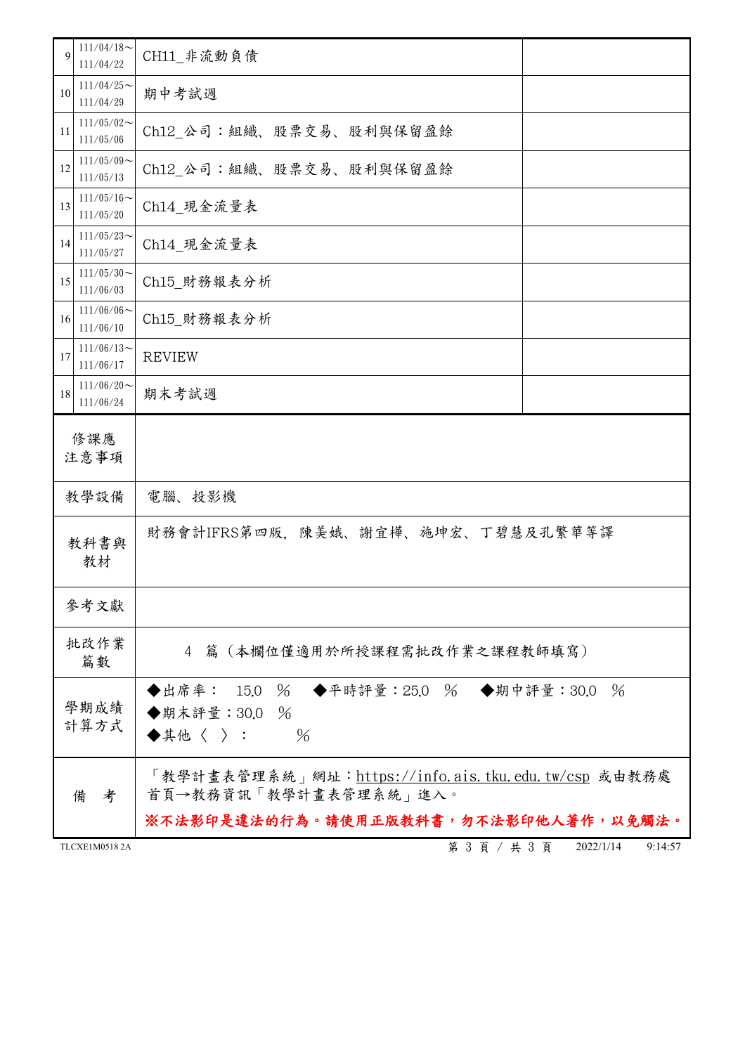| | | | |
|---|---|---|---|
| 9 | 111/04/18～<br>111/04/22 | CH11_非流動負債 | |
| 10 | 111/04/25～<br>111/04/29 | 期中考試週 | |
| 11 | 111/05/02～<br>111/05/06 | Ch12_公司：組織、股票交易、股利與保留盈餘 | |
| 12 | 111/05/09～<br>111/05/13 | Ch12_公司：組織、股票交易、股利與保留盈餘 | |
| 13 | 111/05/16～<br>111/05/20 | Ch14_現金流量表 | |
| 14 | 111/05/23～<br>111/05/27 | Ch14_現金流量表 | |
| 15 | 111/05/30～<br>111/06/03 | Ch15_財務報表分析 | |
| 16 | 111/06/06～<br>111/06/10 | Ch15_財務報表分析 | |
| 17 | 111/06/13～<br>111/06/17 | REVIEW | |
| 18 | 111/06/20～<br>111/06/24 | 期末考試週 | |

| | |
|---|---|
| 修課應注意事項 | |
| 教學設備 | 電腦、投影機 |
| 教科書與教材 | 財務會計IFRS第四版，陳美娥、謝宜樺、施坤宏、丁碧慧及孔繁華等譯 |
| 參考文獻 | |
| 批改作業篇數 | 4 篇（本欄位僅適用於所授課程需批改作業之課程教師填寫） |
| 學期成績計算方式 | ◆出席率： 15.0 ％ ◆平時評量：25.0 ％ ◆期中評量：30.0 ％<br>◆期末評量：30.0 ％<br>◆其他〈 〉： ％ |
| 備考 | 「教學計畫表管理系統」網址：https://info.ais.tku.edu.tw/csp 或由教務處首頁→教務資訊「教學計畫表管理系統」進入。<br>**※不法影印是違法的行為。請使用正版教科書，勿不法影印他人著作，以免觸法。** |

TLCXE1M0518 2A 2022/1/14 9:14:57